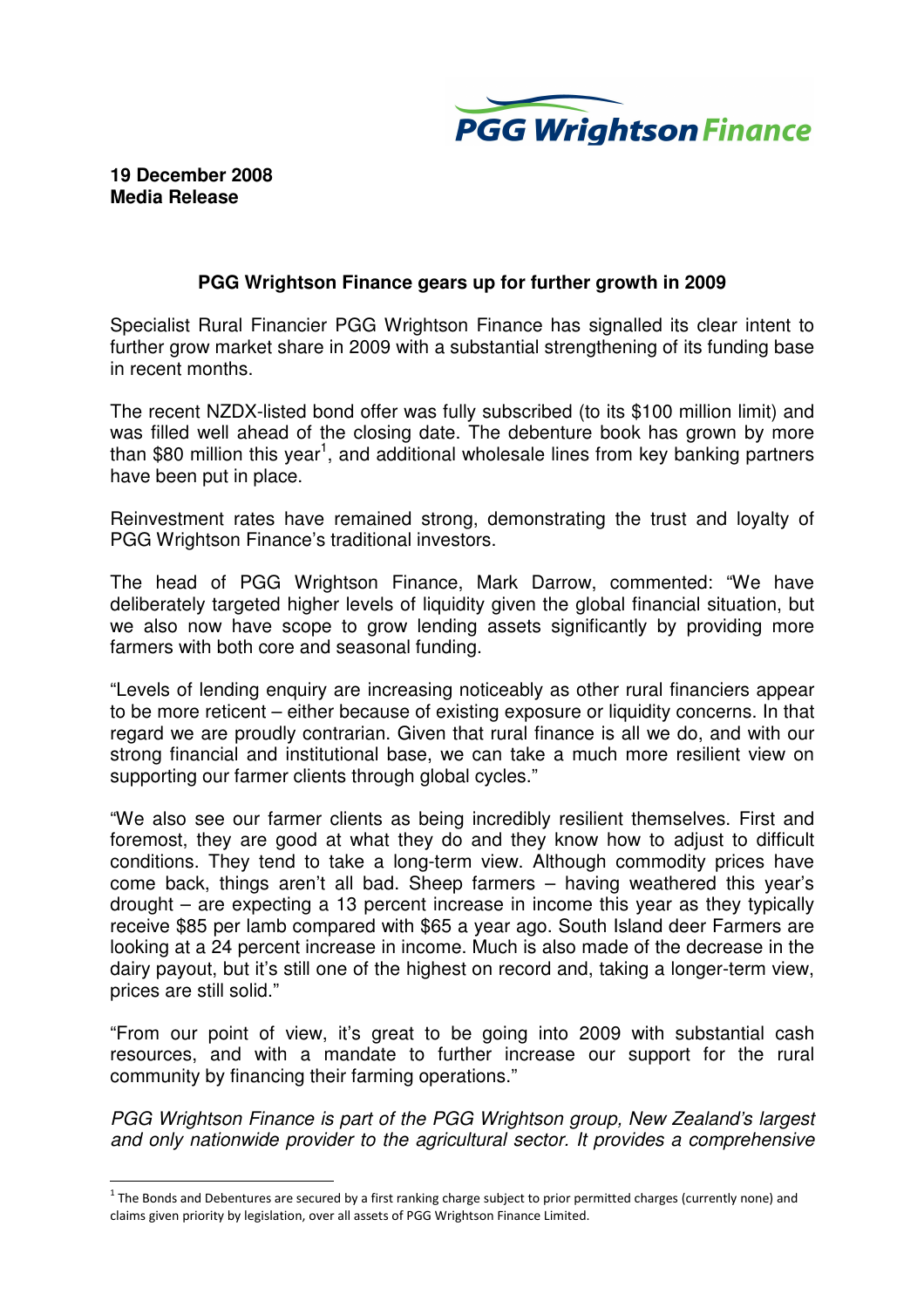PGG Wrightson Finance

**19 December 2008**
**Media Release**

## PGG Wrightson Finance gears up for further growth in 2009

Specialist Rural Financier PGG Wrightson Finance has signalled its clear intent to further grow market share in 2009 with a substantial strengthening of its funding base in recent months.

The recent NZDX-listed bond offer was fully subscribed (to its $100 million limit) and was filled well ahead of the closing date. The debenture book has grown by more than $80 million this year[1], and additional wholesale lines from key banking partners have been put in place.

Reinvestment rates have remained strong, demonstrating the trust and loyalty of PGG Wrightson Finance's traditional investors.

The head of PGG Wrightson Finance, Mark Darrow, commented: "We have deliberately targeted higher levels of liquidity given the global financial situation, but we also now have scope to grow lending assets significantly by providing more farmers with both core and seasonal funding.

"Levels of lending enquiry are increasing noticeably as other rural financiers appear to be more reticent – either because of existing exposure or liquidity concerns. In that regard we are proudly contrarian. Given that rural finance is all we do, and with our strong financial and institutional base, we can take a much more resilient view on supporting our farmer clients through global cycles."

"We also see our farmer clients as being incredibly resilient themselves. First and foremost, they are good at what they do and they know how to adjust to difficult conditions. They tend to take a long-term view. Although commodity prices have come back, things aren't all bad. Sheep farmers – having weathered this year's drought – are expecting a 13 percent increase in income this year as they typically receive $85 per lamb compared with $65 a year ago. South Island deer Farmers are looking at a 24 percent increase in income. Much is also made of the decrease in the dairy payout, but it's still one of the highest on record and, taking a longer-term view, prices are still solid."

"From our point of view, it's great to be going into 2009 with substantial cash resources, and with a mandate to further increase our support for the rural community by financing their farming operations."

*PGG Wrightson Finance is part of the PGG Wrightson group, New Zealand's largest and only nationwide provider to the agricultural sector. It provides a comprehensive*

[1] The Bonds and Debentures are secured by a first ranking charge subject to prior permitted charges (currently none) and claims given priority by legislation, over all assets of PGG Wrightson Finance Limited.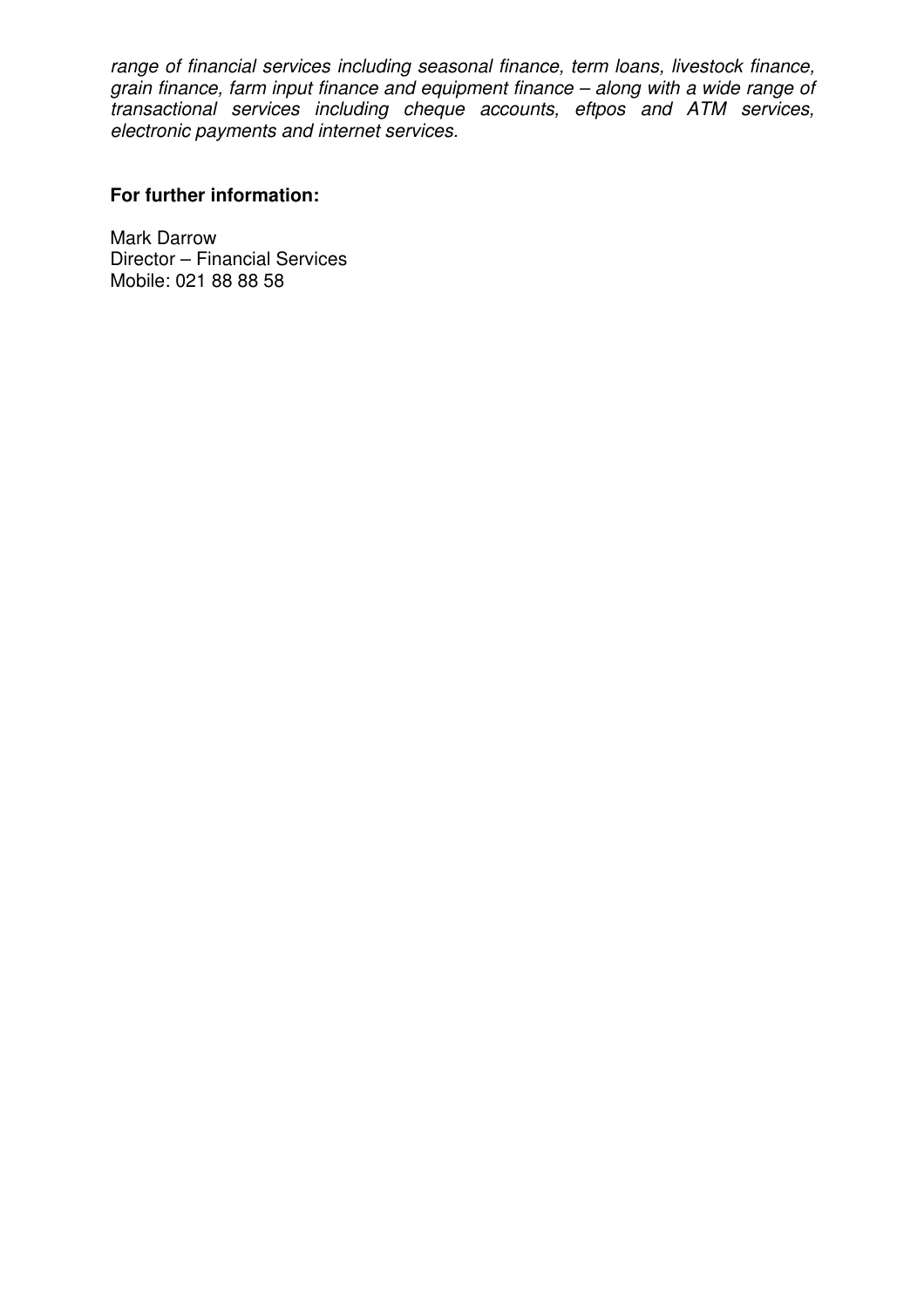*range of financial services including seasonal finance, term loans, livestock finance, grain finance, farm input finance and equipment finance – along with a wide range of transactional services including cheque accounts, eftpos and ATM services, electronic payments and internet services.*

**For further information:**

Mark Darrow  
Director – Financial Services  
Mobile: 021 88 88 58